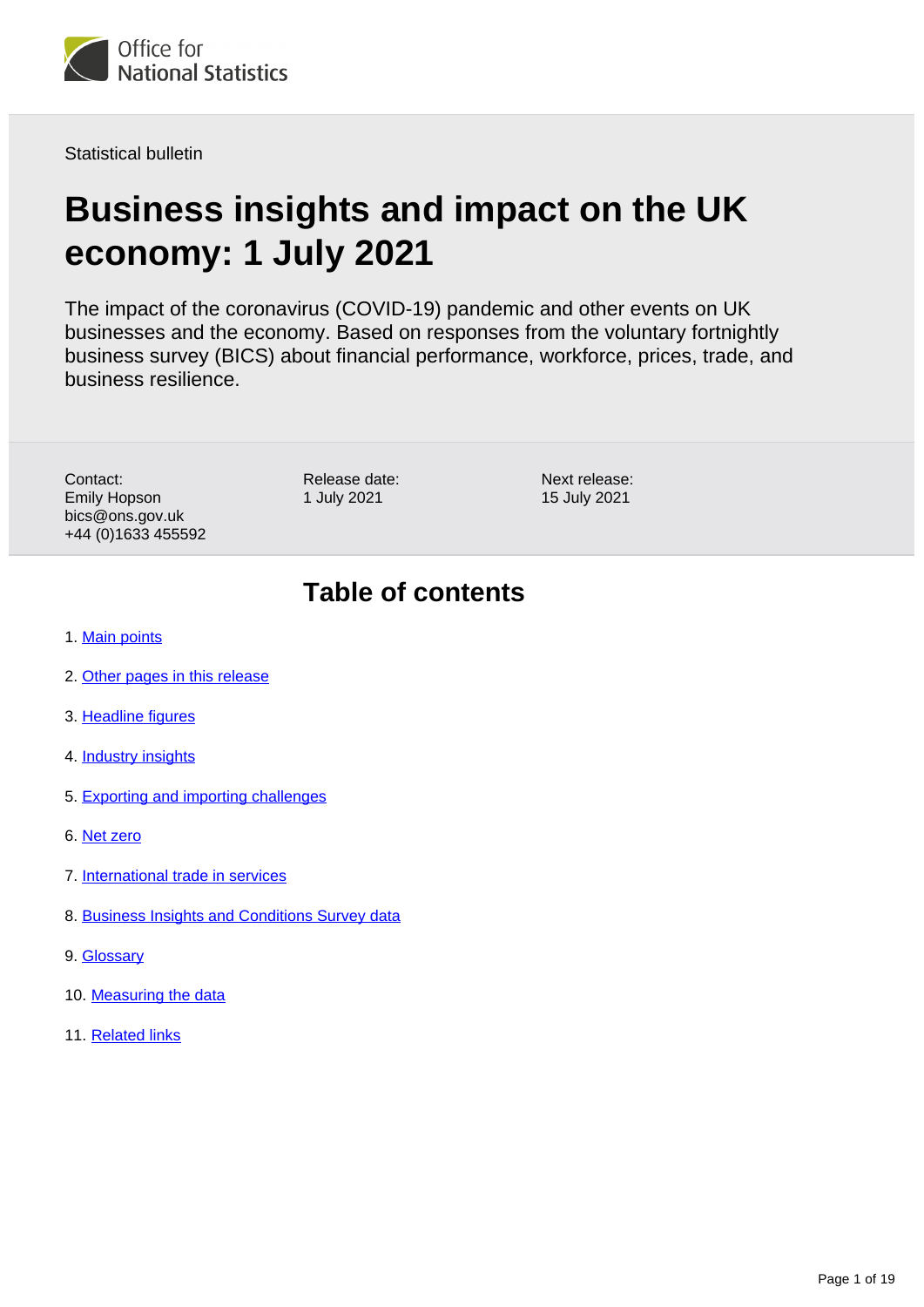Office for National Statistics

Statistical bulletin

# Business insights and impact on the UK economy: 1 July 2021

The impact of the coronavirus (COVID-19) pandemic and other events on UK businesses and the economy. Based on responses from the voluntary fortnightly business survey (BICS) about financial performance, workforce, prices, trade, and business resilience.

Contact:
Emily Hopson
bics@ons.gov.uk
+44 (0)1633 455592

Release date:
1 July 2021

Next release:
15 July 2021

## Table of contents

1. Main points
2. Other pages in this release
3. Headline figures
4. Industry insights
5. Exporting and importing challenges
6. Net zero
7. International trade in services
8. Business Insights and Conditions Survey data
9. Glossary
10. Measuring the data
11. Related links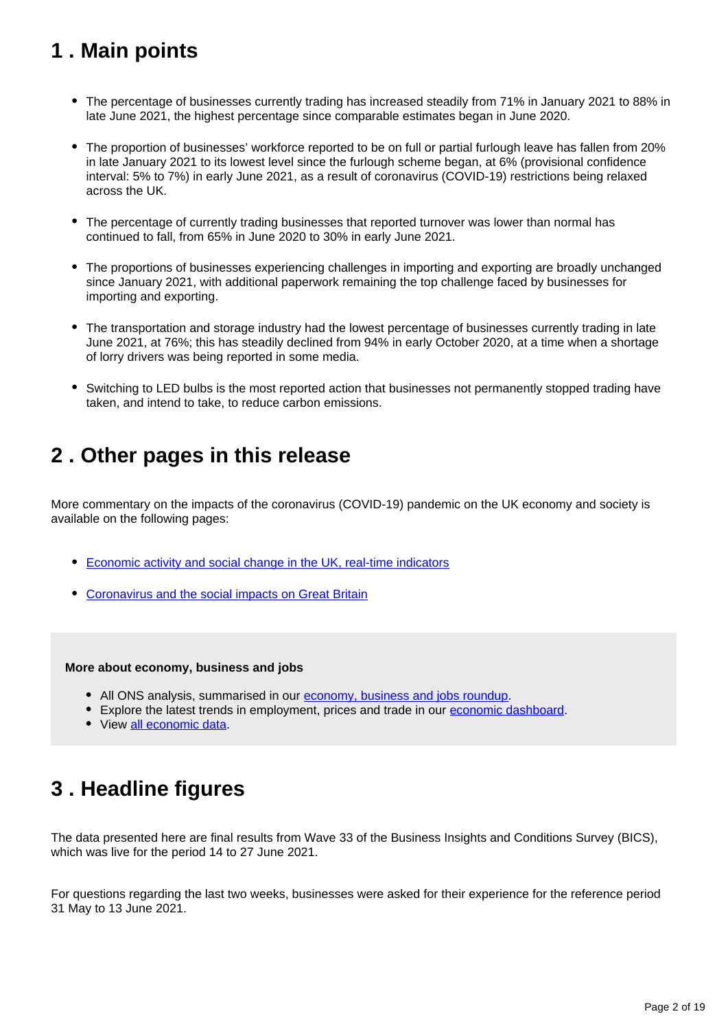## 1 . Main points

- The percentage of businesses currently trading has increased steadily from 71% in January 2021 to 88% in late June 2021, the highest percentage since comparable estimates began in June 2020.
- The proportion of businesses' workforce reported to be on full or partial furlough leave has fallen from 20% in late January 2021 to its lowest level since the furlough scheme began, at 6% (provisional confidence interval: 5% to 7%) in early June 2021, as a result of coronavirus (COVID-19) restrictions being relaxed across the UK.
- The percentage of currently trading businesses that reported turnover was lower than normal has continued to fall, from 65% in June 2020 to 30% in early June 2021.
- The proportions of businesses experiencing challenges in importing and exporting are broadly unchanged since January 2021, with additional paperwork remaining the top challenge faced by businesses for importing and exporting.
- The transportation and storage industry had the lowest percentage of businesses currently trading in late June 2021, at 76%; this has steadily declined from 94% in early October 2020, at a time when a shortage of lorry drivers was being reported in some media.
- Switching to LED bulbs is the most reported action that businesses not permanently stopped trading have taken, and intend to take, to reduce carbon emissions.

## 2 . Other pages in this release

More commentary on the impacts of the coronavirus (COVID-19) pandemic on the UK economy and society is available on the following pages:

- Economic activity and social change in the UK, real-time indicators
- Coronavirus and the social impacts on Great Britain

**More about economy, business and jobs**

- All ONS analysis, summarised in our economy, business and jobs roundup.
- Explore the latest trends in employment, prices and trade in our economic dashboard.
- View all economic data.

## 3 . Headline figures

The data presented here are final results from Wave 33 of the Business Insights and Conditions Survey (BICS), which was live for the period 14 to 27 June 2021.

For questions regarding the last two weeks, businesses were asked for their experience for the reference period 31 May to 13 June 2021.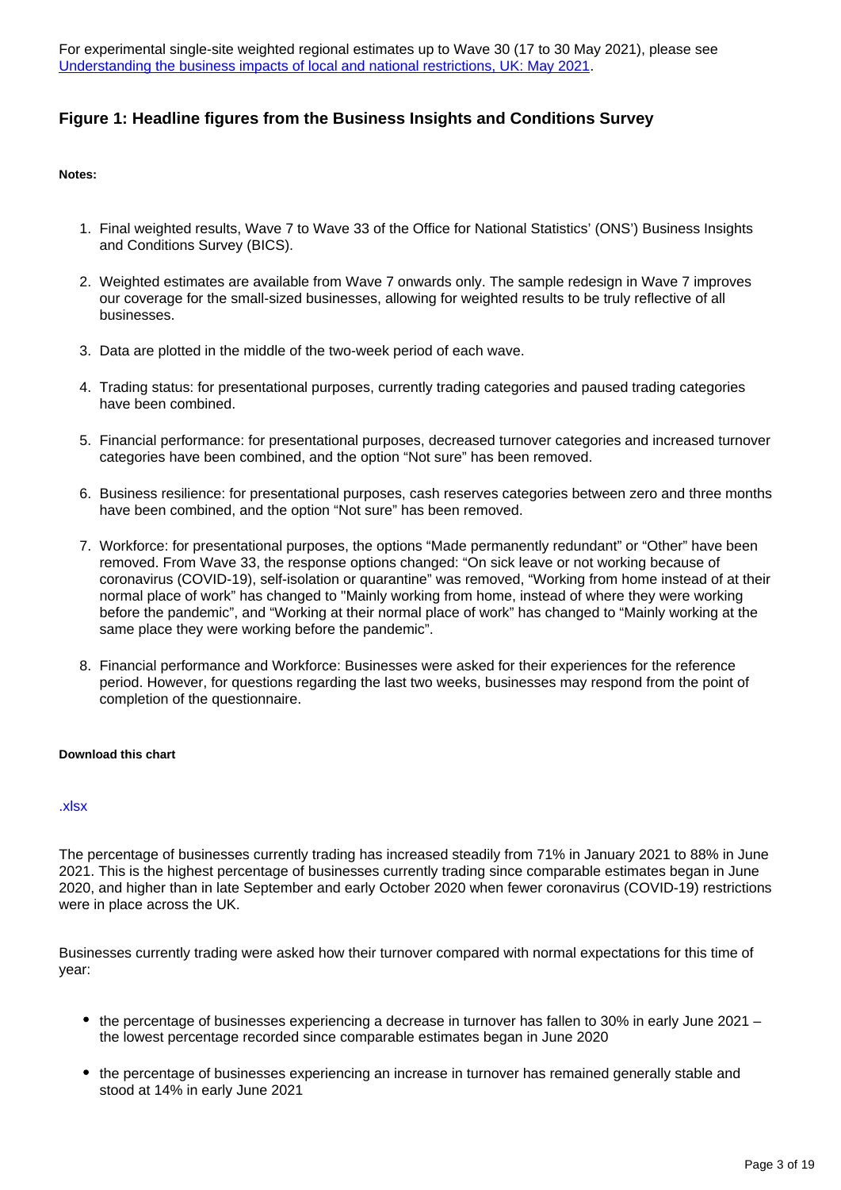For experimental single-site weighted regional estimates up to Wave 30 (17 to 30 May 2021), please see [Understanding the business impacts of local and national restrictions, UK: May 2021](#).

### Figure 1: Headline figures from the Business Insights and Conditions Survey

**Notes:**

1. Final weighted results, Wave 7 to Wave 33 of the Office for National Statistics' (ONS') Business Insights and Conditions Survey (BICS).
2. Weighted estimates are available from Wave 7 onwards only. The sample redesign in Wave 7 improves our coverage for the small-sized businesses, allowing for weighted results to be truly reflective of all businesses.
3. Data are plotted in the middle of the two-week period of each wave.
4. Trading status: for presentational purposes, currently trading categories and paused trading categories have been combined.
5. Financial performance: for presentational purposes, decreased turnover categories and increased turnover categories have been combined, and the option "Not sure" has been removed.
6. Business resilience: for presentational purposes, cash reserves categories between zero and three months have been combined, and the option "Not sure" has been removed.
7. Workforce: for presentational purposes, the options "Made permanently redundant" or "Other" have been removed. From Wave 33, the response options changed: "On sick leave or not working because of coronavirus (COVID-19), self-isolation or quarantine" was removed, "Working from home instead of at their normal place of work" has changed to "Mainly working from home, instead of where they were working before the pandemic", and "Working at their normal place of work" has changed to "Mainly working at the same place they were working before the pandemic".
8. Financial performance and Workforce: Businesses were asked for their experiences for the reference period. However, for questions regarding the last two weeks, businesses may respond from the point of completion of the questionnaire.

**Download this chart**

.xlsx

The percentage of businesses currently trading has increased steadily from 71% in January 2021 to 88% in June 2021. This is the highest percentage of businesses currently trading since comparable estimates began in June 2020, and higher than in late September and early October 2020 when fewer coronavirus (COVID-19) restrictions were in place across the UK.

Businesses currently trading were asked how their turnover compared with normal expectations for this time of year:

- the percentage of businesses experiencing a decrease in turnover has fallen to 30% in early June 2021 – the lowest percentage recorded since comparable estimates began in June 2020
- the percentage of businesses experiencing an increase in turnover has remained generally stable and stood at 14% in early June 2021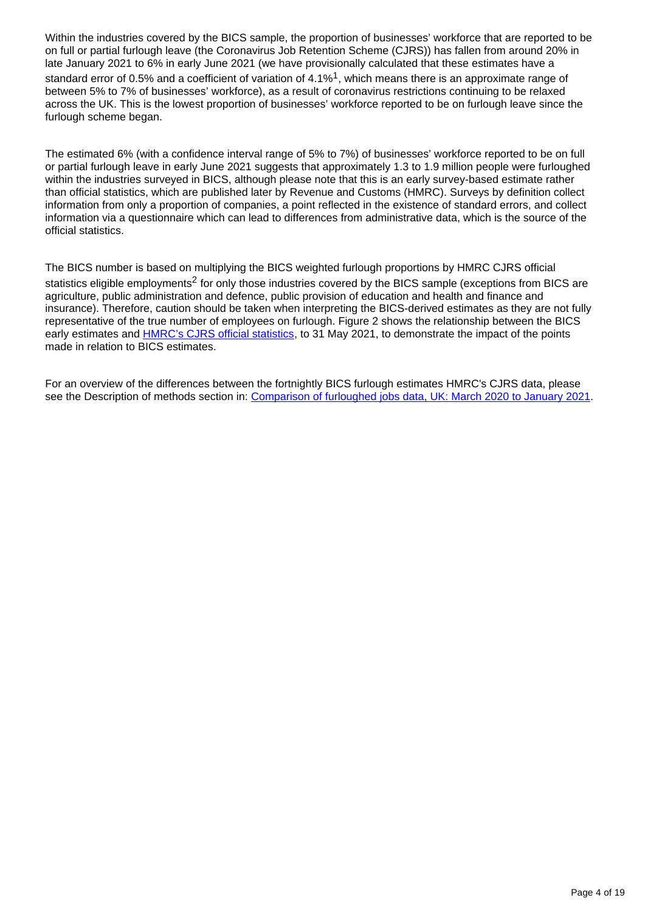Within the industries covered by the BICS sample, the proportion of businesses' workforce that are reported to be on full or partial furlough leave (the Coronavirus Job Retention Scheme (CJRS)) has fallen from around 20% in late January 2021 to 6% in early June 2021 (we have provisionally calculated that these estimates have a standard error of 0.5% and a coefficient of variation of 4.1%[1], which means there is an approximate range of between 5% to 7% of businesses' workforce), as a result of coronavirus restrictions continuing to be relaxed across the UK. This is the lowest proportion of businesses' workforce reported to be on furlough leave since the furlough scheme began.

The estimated 6% (with a confidence interval range of 5% to 7%) of businesses' workforce reported to be on full or partial furlough leave in early June 2021 suggests that approximately 1.3 to 1.9 million people were furloughed within the industries surveyed in BICS, although please note that this is an early survey-based estimate rather than official statistics, which are published later by Revenue and Customs (HMRC). Surveys by definition collect information from only a proportion of companies, a point reflected in the existence of standard errors, and collect information via a questionnaire which can lead to differences from administrative data, which is the source of the official statistics.

The BICS number is based on multiplying the BICS weighted furlough proportions by HMRC CJRS official statistics eligible employments[2] for only those industries covered by the BICS sample (exceptions from BICS are agriculture, public administration and defence, public provision of education and health and finance and insurance). Therefore, caution should be taken when interpreting the BICS-derived estimates as they are not fully representative of the true number of employees on furlough. Figure 2 shows the relationship between the BICS early estimates and [HMRC's CJRS official statistics](), to 31 May 2021, to demonstrate the impact of the points made in relation to BICS estimates.

For an overview of the differences between the fortnightly BICS furlough estimates HMRC's CJRS data, please see the Description of methods section in: [Comparison of furloughed jobs data, UK: March 2020 to January 2021]().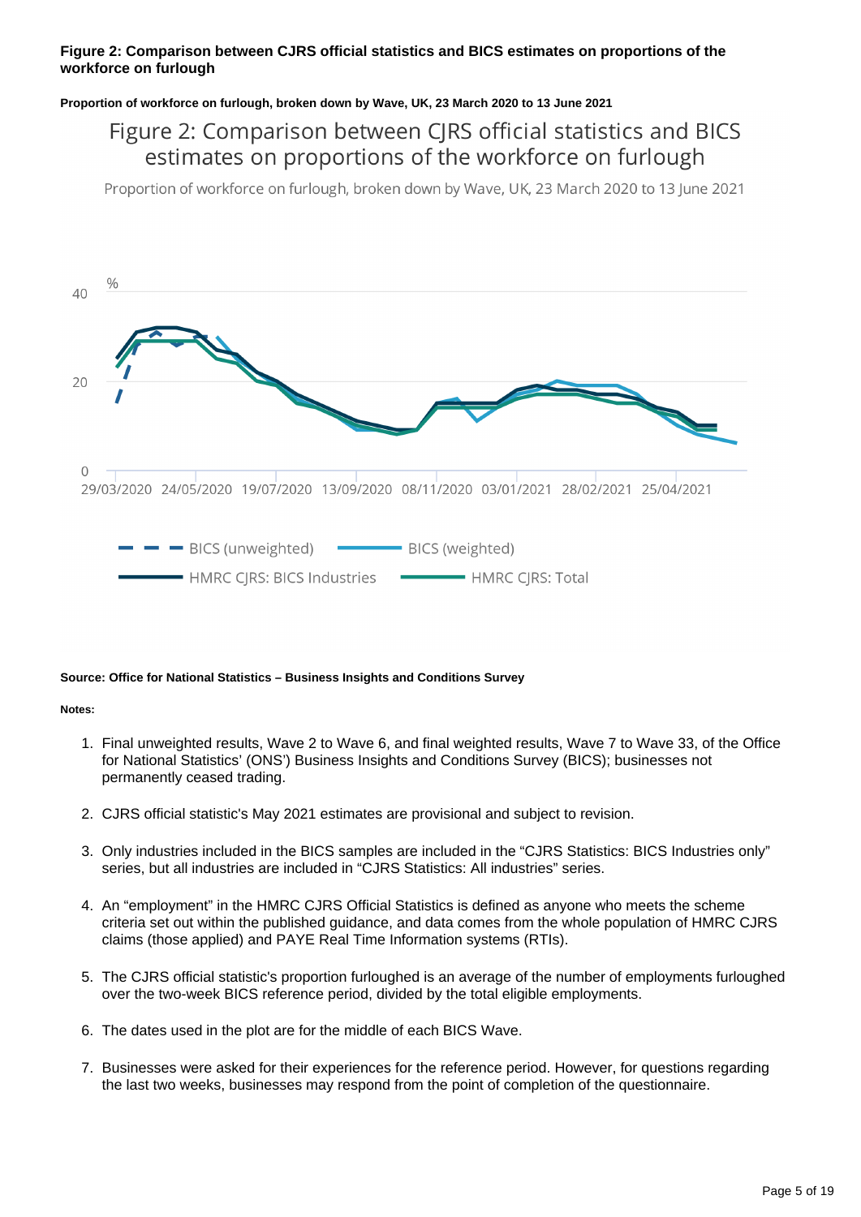**Figure 2: Comparison between CJRS official statistics and BICS estimates on proportions of the workforce on furlough**

**Proportion of workforce on furlough, broken down by Wave, UK, 23 March 2020 to 13 June 2021**

Figure 2: Comparison between CJRS official statistics and BICS estimates on proportions of the workforce on furlough

Proportion of workforce on furlough, broken down by Wave, UK, 23 March 2020 to 13 June 2021

**Source: Office for National Statistics – Business Insights and Conditions Survey**

**Notes:**

1. Final unweighted results, Wave 2 to Wave 6, and final weighted results, Wave 7 to Wave 33, of the Office for National Statistics' (ONS') Business Insights and Conditions Survey (BICS); businesses not permanently ceased trading.
2. CJRS official statistic's May 2021 estimates are provisional and subject to revision.
3. Only industries included in the BICS samples are included in the "CJRS Statistics: BICS Industries only" series, but all industries are included in "CJRS Statistics: All industries" series.
4. An "employment" in the HMRC CJRS Official Statistics is defined as anyone who meets the scheme criteria set out within the published guidance, and data comes from the whole population of HMRC CJRS claims (those applied) and PAYE Real Time Information systems (RTIs).
5. The CJRS official statistic's proportion furloughed is an average of the number of employments furloughed over the two-week BICS reference period, divided by the total eligible employments.
6. The dates used in the plot are for the middle of each BICS Wave.
7. Businesses were asked for their experiences for the reference period. However, for questions regarding the last two weeks, businesses may respond from the point of completion of the questionnaire.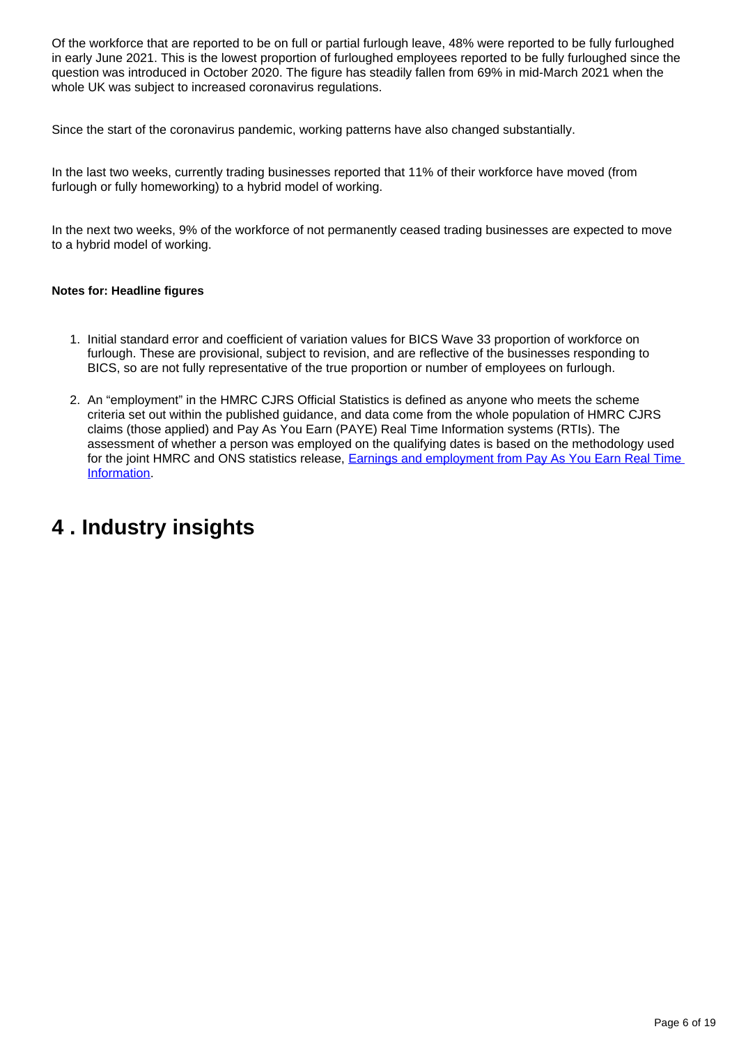Of the workforce that are reported to be on full or partial furlough leave, 48% were reported to be fully furloughed in early June 2021. This is the lowest proportion of furloughed employees reported to be fully furloughed since the question was introduced in October 2020. The figure has steadily fallen from 69% in mid-March 2021 when the whole UK was subject to increased coronavirus regulations.

Since the start of the coronavirus pandemic, working patterns have also changed substantially.

In the last two weeks, currently trading businesses reported that 11% of their workforce have moved (from furlough or fully homeworking) to a hybrid model of working.

In the next two weeks, 9% of the workforce of not permanently ceased trading businesses are expected to move to a hybrid model of working.

**Notes for: Headline figures**

1. Initial standard error and coefficient of variation values for BICS Wave 33 proportion of workforce on furlough. These are provisional, subject to revision, and are reflective of the businesses responding to BICS, so are not fully representative of the true proportion or number of employees on furlough.

2. An "employment" in the HMRC CJRS Official Statistics is defined as anyone who meets the scheme criteria set out within the published guidance, and data come from the whole population of HMRC CJRS claims (those applied) and Pay As You Earn (PAYE) Real Time Information systems (RTIs). The assessment of whether a person was employed on the qualifying dates is based on the methodology used for the joint HMRC and ONS statistics release, [Earnings and employment from Pay As You Earn Real Time Information](#).

## 4 . Industry insights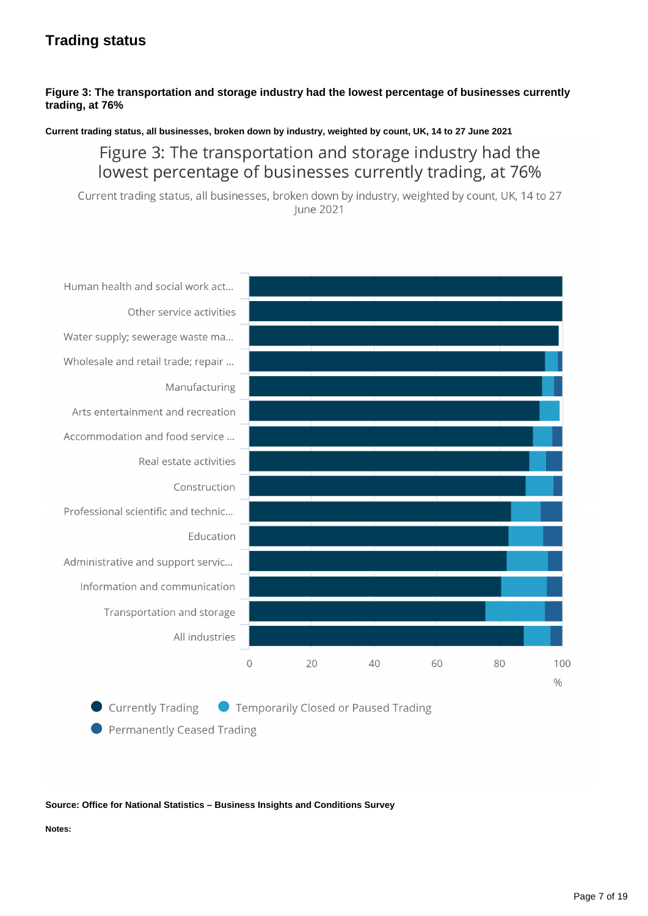## Trading status

**Figure 3: The transportation and storage industry had the lowest percentage of businesses currently trading, at 76%**

**Current trading status, all businesses, broken down by industry, weighted by count, UK, 14 to 27 June 2021**

Figure 3: The transportation and storage industry had the lowest percentage of businesses currently trading, at 76%

Current trading status, all businesses, broken down by industry, weighted by count, UK, 14 to 27 June 2021

Human health and social work act...
Other service activities
Water supply; sewerage waste ma...
Wholesale and retail trade; repair ...
Manufacturing
Arts entertainment and recreation
Accommodation and food service ...
Real estate activities
Construction
Professional scientific and technic...
Education
Administrative and support servic...
Information and communication
Transportation and storage
All industries

0 20 40 60 80 100
%

Currently Trading | Temporarily Closed or Paused Trading | Permanently Ceased Trading

**Source: Office for National Statistics – Business Insights and Conditions Survey**

**Notes:**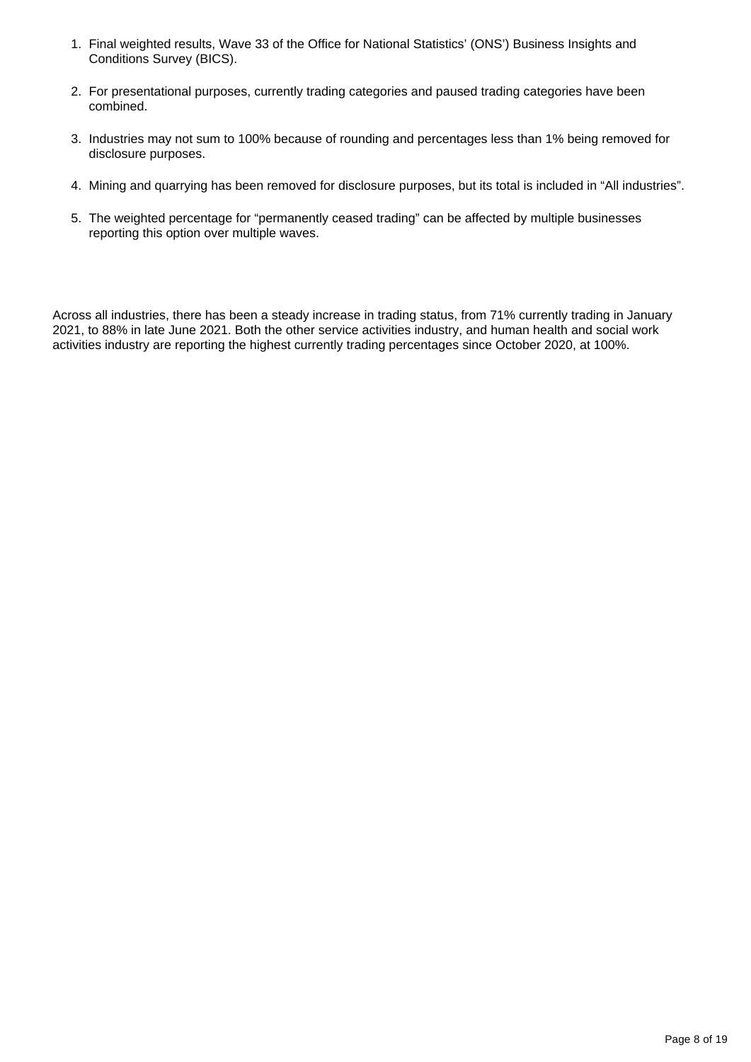1. Final weighted results, Wave 33 of the Office for National Statistics' (ONS') Business Insights and Conditions Survey (BICS).

2. For presentational purposes, currently trading categories and paused trading categories have been combined.

3. Industries may not sum to 100% because of rounding and percentages less than 1% being removed for disclosure purposes.

4. Mining and quarrying has been removed for disclosure purposes, but its total is included in “All industries”.

5. The weighted percentage for “permanently ceased trading” can be affected by multiple businesses reporting this option over multiple waves.

Across all industries, there has been a steady increase in trading status, from 71% currently trading in January 2021, to 88% in late June 2021. Both the other service activities industry, and human health and social work activities industry are reporting the highest currently trading percentages since October 2020, at 100%.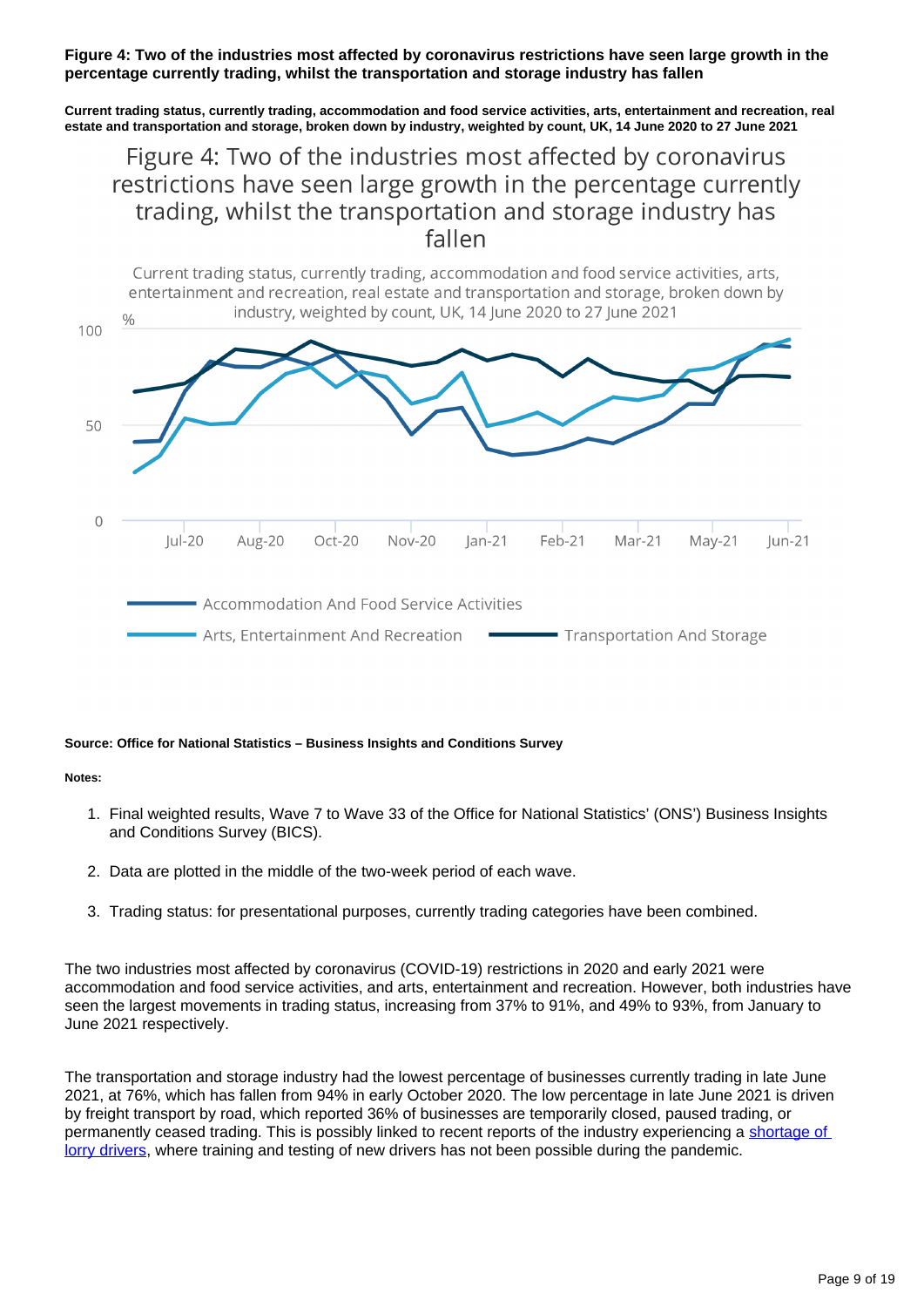**Figure 4: Two of the industries most affected by coronavirus restrictions have seen large growth in the percentage currently trading, whilst the transportation and storage industry has fallen**

**Current trading status, currently trading, accommodation and food service activities, arts, entertainment and recreation, real estate and transportation and storage, broken down by industry, weighted by count, UK, 14 June 2020 to 27 June 2021**

**Source: Office for National Statistics – Business Insights and Conditions Survey**

**Notes:**

1. Final weighted results, Wave 7 to Wave 33 of the Office for National Statistics' (ONS') Business Insights and Conditions Survey (BICS).
2. Data are plotted in the middle of the two-week period of each wave.
3. Trading status: for presentational purposes, currently trading categories have been combined.

The two industries most affected by coronavirus (COVID-19) restrictions in 2020 and early 2021 were accommodation and food service activities, and arts, entertainment and recreation. However, both industries have seen the largest movements in trading status, increasing from 37% to 91%, and 49% to 93%, from January to June 2021 respectively.

The transportation and storage industry had the lowest percentage of businesses currently trading in late June 2021, at 76%, which has fallen from 94% in early October 2020. The low percentage in late June 2021 is driven by freight transport by road, which reported 36% of businesses are temporarily closed, paused trading, or permanently ceased trading. This is possibly linked to recent reports of the industry experiencing a shortage of lorry drivers, where training and testing of new drivers has not been possible during the pandemic.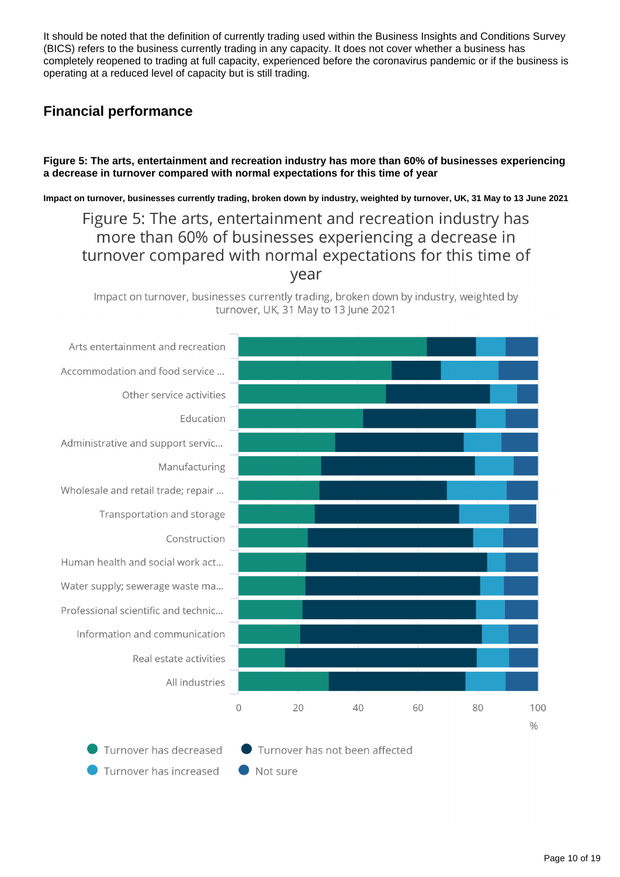It should be noted that the definition of currently trading used within the Business Insights and Conditions Survey (BICS) refers to the business currently trading in any capacity. It does not cover whether a business has completely reopened to trading at full capacity, experienced before the coronavirus pandemic or if the business is operating at a reduced level of capacity but is still trading.

## Financial performance

**Figure 5: The arts, entertainment and recreation industry has more than 60% of businesses experiencing a decrease in turnover compared with normal expectations for this time of year**

**Impact on turnover, businesses currently trading, broken down by industry, weighted by turnover, UK, 31 May to 13 June 2021**

Figure 5: The arts, entertainment and recreation industry has more than 60% of businesses experiencing a decrease in turnover compared with normal expectations for this time of year

Impact on turnover, businesses currently trading, broken down by industry, weighted by turnover, UK, 31 May to 13 June 2021

Arts entertainment and recreation
Accommodation and food service ...
Other service activities
Education
Administrative and support servic...
Manufacturing
Wholesale and retail trade; repair ...
Transportation and storage
Construction
Human health and social work act...
Water supply; sewerage waste ma...
Professional scientific and technic...
Information and communication
Real estate activities
All industries

0 20 40 60 80 100
%

Turnover has decreased
Turnover has not been affected
Turnover has increased
Not sure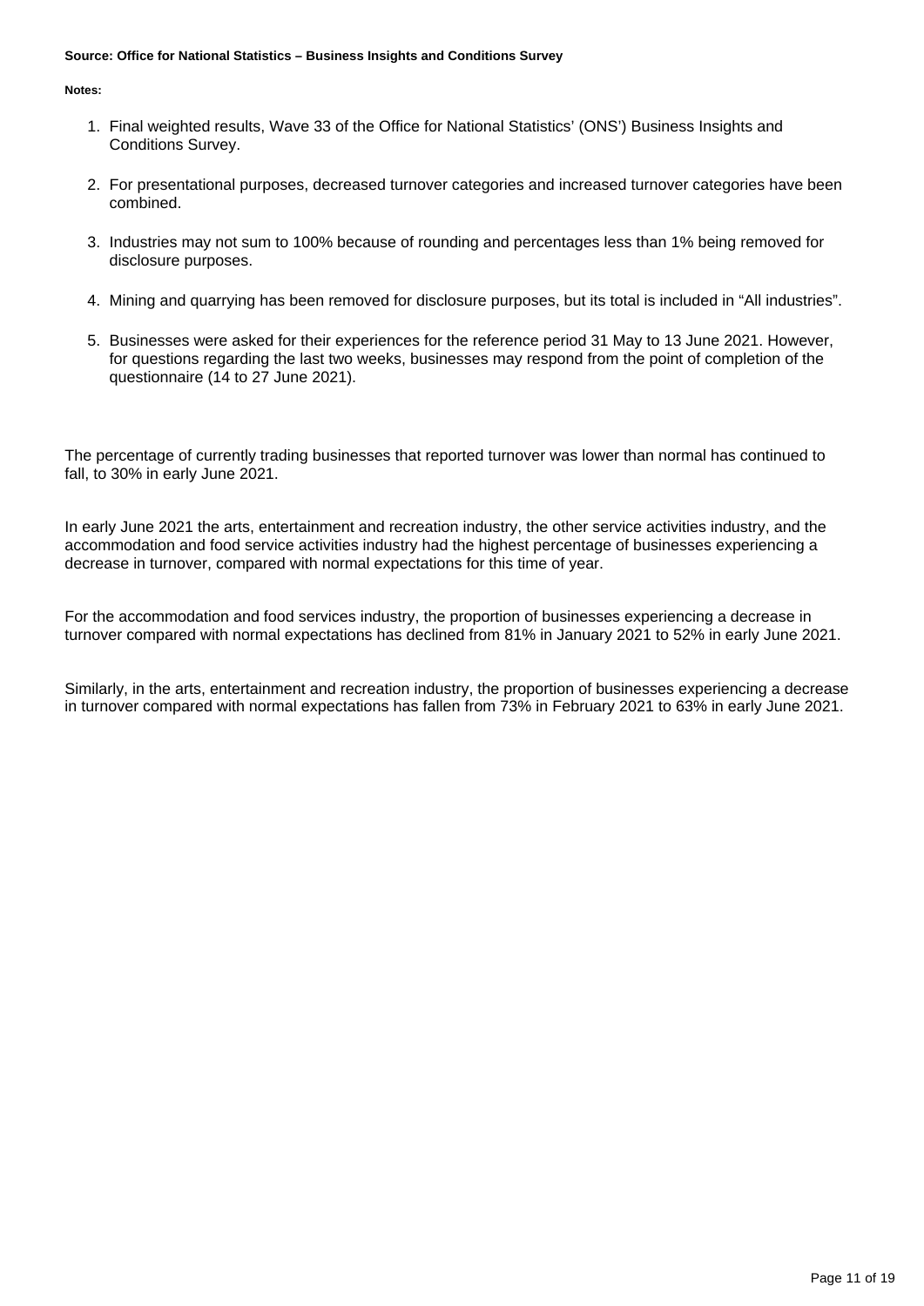**Source: Office for National Statistics – Business Insights and Conditions Survey**

**Notes:**

1. Final weighted results, Wave 33 of the Office for National Statistics' (ONS') Business Insights and Conditions Survey.
2. For presentational purposes, decreased turnover categories and increased turnover categories have been combined.
3. Industries may not sum to 100% because of rounding and percentages less than 1% being removed for disclosure purposes.
4. Mining and quarrying has been removed for disclosure purposes, but its total is included in "All industries".
5. Businesses were asked for their experiences for the reference period 31 May to 13 June 2021. However, for questions regarding the last two weeks, businesses may respond from the point of completion of the questionnaire (14 to 27 June 2021).

The percentage of currently trading businesses that reported turnover was lower than normal has continued to fall, to 30% in early June 2021.

In early June 2021 the arts, entertainment and recreation industry, the other service activities industry, and the accommodation and food service activities industry had the highest percentage of businesses experiencing a decrease in turnover, compared with normal expectations for this time of year.

For the accommodation and food services industry, the proportion of businesses experiencing a decrease in turnover compared with normal expectations has declined from 81% in January 2021 to 52% in early June 2021.

Similarly, in the arts, entertainment and recreation industry, the proportion of businesses experiencing a decrease in turnover compared with normal expectations has fallen from 73% in February 2021 to 63% in early June 2021.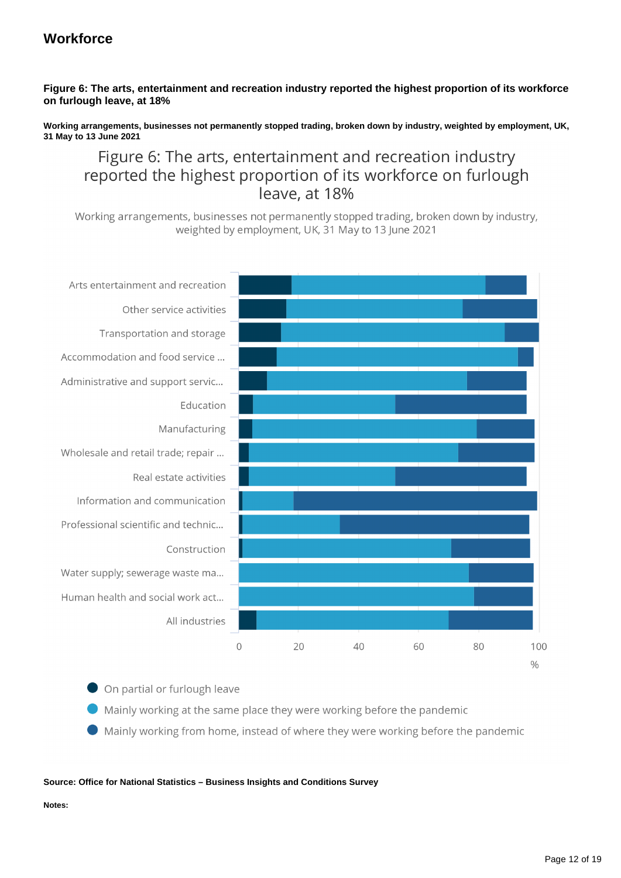## Workforce

**Figure 6: The arts, entertainment and recreation industry reported the highest proportion of its workforce on furlough leave, at 18%**

**Working arrangements, businesses not permanently stopped trading, broken down by industry, weighted by employment, UK, 31 May to 13 June 2021**

Figure 6: The arts, entertainment and recreation industry reported the highest proportion of its workforce on furlough leave, at 18%

Working arrangements, businesses not permanently stopped trading, broken down by industry, weighted by employment, UK, 31 May to 13 June 2021

Arts entertainment and recreation
Other service activities
Transportation and storage
Accommodation and food service ...
Administrative and support servic...
Education
Manufacturing
Wholesale and retail trade; repair ...
Real estate activities
Information and communication
Professional scientific and technic...
Construction
Water supply; sewerage waste ma...
Human health and social work act...
All industries

0 20 40 60 80 100
%

- On partial or furlough leave
- Mainly working at the same place they were working before the pandemic
- Mainly working from home, instead of where they were working before the pandemic

**Source: Office for National Statistics – Business Insights and Conditions Survey**

**Notes:**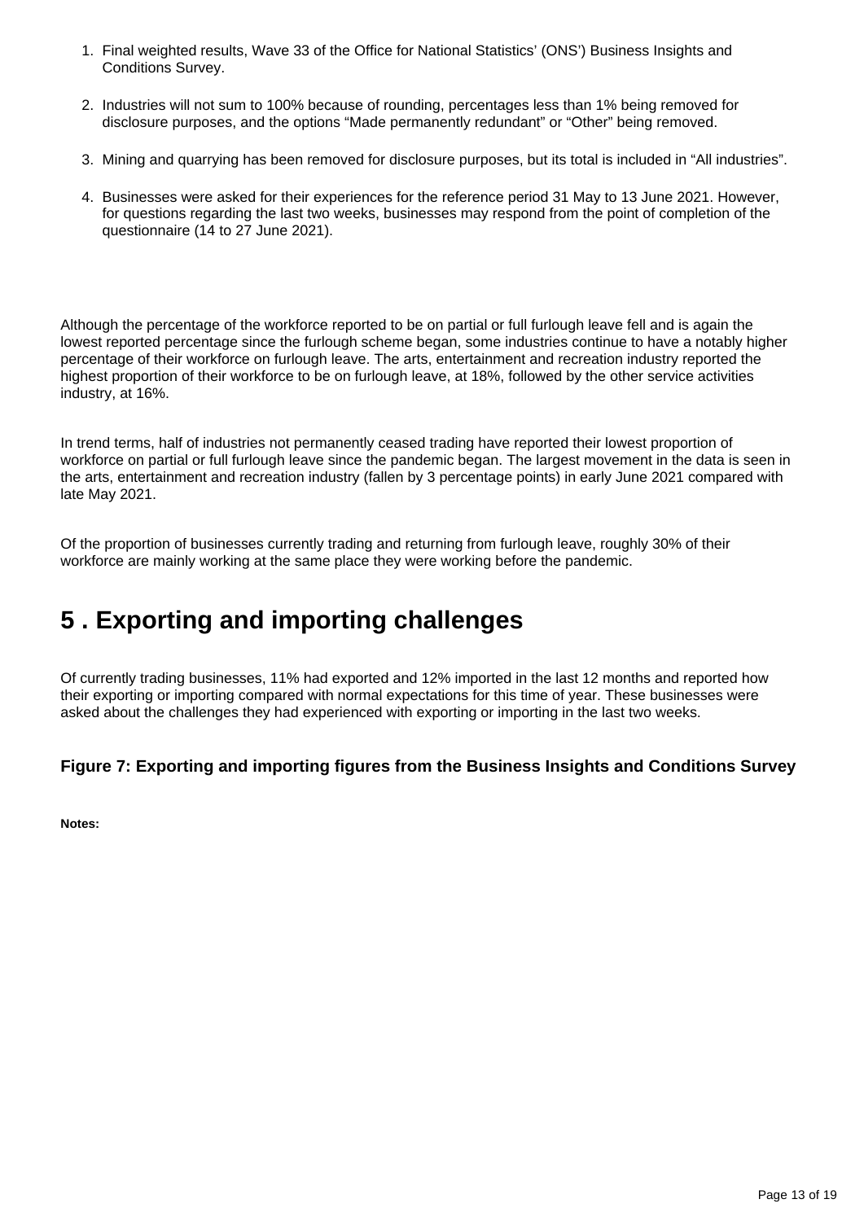1. Final weighted results, Wave 33 of the Office for National Statistics' (ONS') Business Insights and Conditions Survey.
2. Industries will not sum to 100% because of rounding, percentages less than 1% being removed for disclosure purposes, and the options "Made permanently redundant" or "Other" being removed.
3. Mining and quarrying has been removed for disclosure purposes, but its total is included in "All industries".
4. Businesses were asked for their experiences for the reference period 31 May to 13 June 2021. However, for questions regarding the last two weeks, businesses may respond from the point of completion of the questionnaire (14 to 27 June 2021).

Although the percentage of the workforce reported to be on partial or full furlough leave fell and is again the lowest reported percentage since the furlough scheme began, some industries continue to have a notably higher percentage of their workforce on furlough leave. The arts, entertainment and recreation industry reported the highest proportion of their workforce to be on furlough leave, at 18%, followed by the other service activities industry, at 16%.

In trend terms, half of industries not permanently ceased trading have reported their lowest proportion of workforce on partial or full furlough leave since the pandemic began. The largest movement in the data is seen in the arts, entertainment and recreation industry (fallen by 3 percentage points) in early June 2021 compared with late May 2021.

Of the proportion of businesses currently trading and returning from furlough leave, roughly 30% of their workforce are mainly working at the same place they were working before the pandemic.

# 5 . Exporting and importing challenges

Of currently trading businesses, 11% had exported and 12% imported in the last 12 months and reported how their exporting or importing compared with normal expectations for this time of year. These businesses were asked about the challenges they had experienced with exporting or importing in the last two weeks.

### Figure 7: Exporting and importing figures from the Business Insights and Conditions Survey

**Notes:**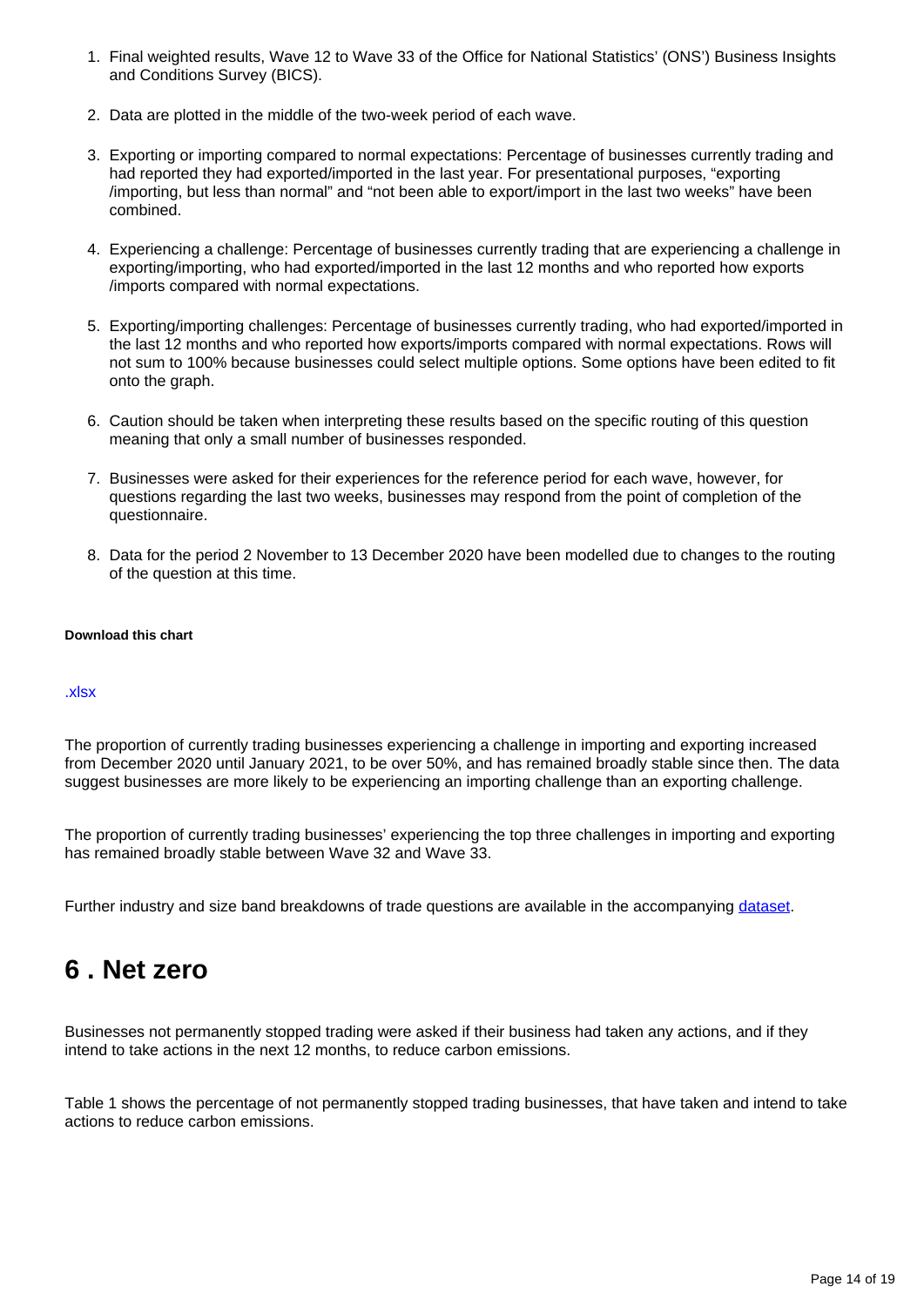1. Final weighted results, Wave 12 to Wave 33 of the Office for National Statistics' (ONS') Business Insights and Conditions Survey (BICS).

2. Data are plotted in the middle of the two-week period of each wave.

3. Exporting or importing compared to normal expectations: Percentage of businesses currently trading and had reported they had exported/imported in the last year. For presentational purposes, "exporting /importing, but less than normal" and "not been able to export/import in the last two weeks" have been combined.

4. Experiencing a challenge: Percentage of businesses currently trading that are experiencing a challenge in exporting/importing, who had exported/imported in the last 12 months and who reported how exports /imports compared with normal expectations.

5. Exporting/importing challenges: Percentage of businesses currently trading, who had exported/imported in the last 12 months and who reported how exports/imports compared with normal expectations. Rows will not sum to 100% because businesses could select multiple options. Some options have been edited to fit onto the graph.

6. Caution should be taken when interpreting these results based on the specific routing of this question meaning that only a small number of businesses responded.

7. Businesses were asked for their experiences for the reference period for each wave, however, for questions regarding the last two weeks, businesses may respond from the point of completion of the questionnaire.

8. Data for the period 2 November to 13 December 2020 have been modelled due to changes to the routing of the question at this time.

**Download this chart**

.xlsx

The proportion of currently trading businesses experiencing a challenge in importing and exporting increased from December 2020 until January 2021, to be over 50%, and has remained broadly stable since then. The data suggest businesses are more likely to be experiencing an importing challenge than an exporting challenge.

The proportion of currently trading businesses' experiencing the top three challenges in importing and exporting has remained broadly stable between Wave 32 and Wave 33.

Further industry and size band breakdowns of trade questions are available in the accompanying dataset.

## 6 . Net zero

Businesses not permanently stopped trading were asked if their business had taken any actions, and if they intend to take actions in the next 12 months, to reduce carbon emissions.

Table 1 shows the percentage of not permanently stopped trading businesses, that have taken and intend to take actions to reduce carbon emissions.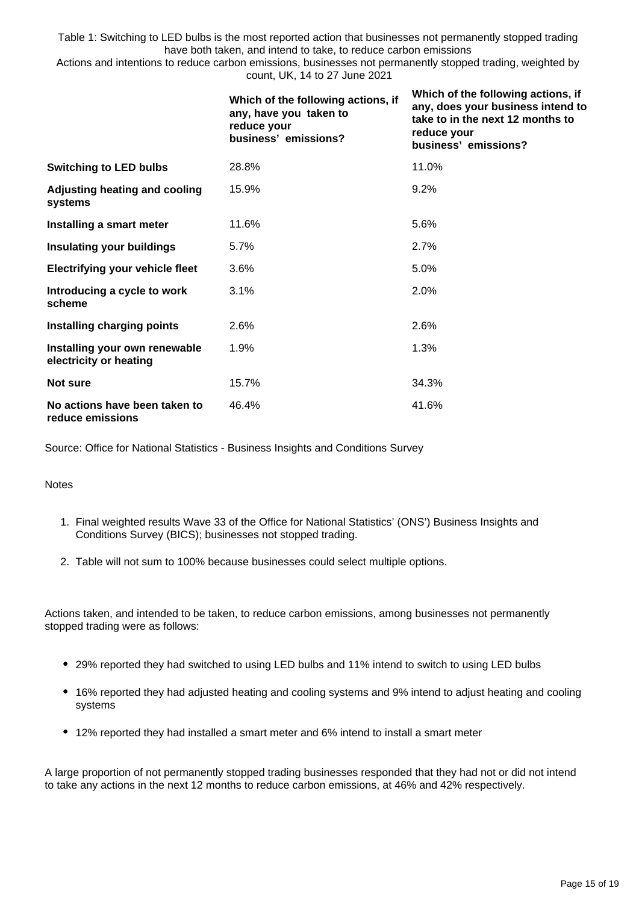Table 1: Switching to LED bulbs is the most reported action that businesses not permanently stopped trading have both taken, and intend to take, to reduce carbon emissions

Actions and intentions to reduce carbon emissions, businesses not permanently stopped trading, weighted by count, UK, 14 to 27 June 2021

| | Which of the following actions, if any, have you taken to reduce your business' emissions? | Which of the following actions, if any, does your business intend to take to in the next 12 months to reduce your business' emissions? |
|---|---|---|
| **Switching to LED bulbs** | 28.8% | 11.0% |
| **Adjusting heating and cooling systems** | 15.9% | 9.2% |
| **Installing a smart meter** | 11.6% | 5.6% |
| **Insulating your buildings** | 5.7% | 2.7% |
| **Electrifying your vehicle fleet** | 3.6% | 5.0% |
| **Introducing a cycle to work scheme** | 3.1% | 2.0% |
| **Installing charging points** | 2.6% | 2.6% |
| **Installing your own renewable electricity or heating** | 1.9% | 1.3% |
| **Not sure** | 15.7% | 34.3% |
| **No actions have been taken to reduce emissions** | 46.4% | 41.6% |

Source: Office for National Statistics - Business Insights and Conditions Survey

Notes

1. Final weighted results Wave 33 of the Office for National Statistics' (ONS') Business Insights and Conditions Survey (BICS); businesses not stopped trading.
2. Table will not sum to 100% because businesses could select multiple options.

Actions taken, and intended to be taken, to reduce carbon emissions, among businesses not permanently stopped trading were as follows:

- 29% reported they had switched to using LED bulbs and 11% intend to switch to using LED bulbs
- 16% reported they had adjusted heating and cooling systems and 9% intend to adjust heating and cooling systems
- 12% reported they had installed a smart meter and 6% intend to install a smart meter

A large proportion of not permanently stopped trading businesses responded that they had not or did not intend to take any actions in the next 12 months to reduce carbon emissions, at 46% and 42% respectively.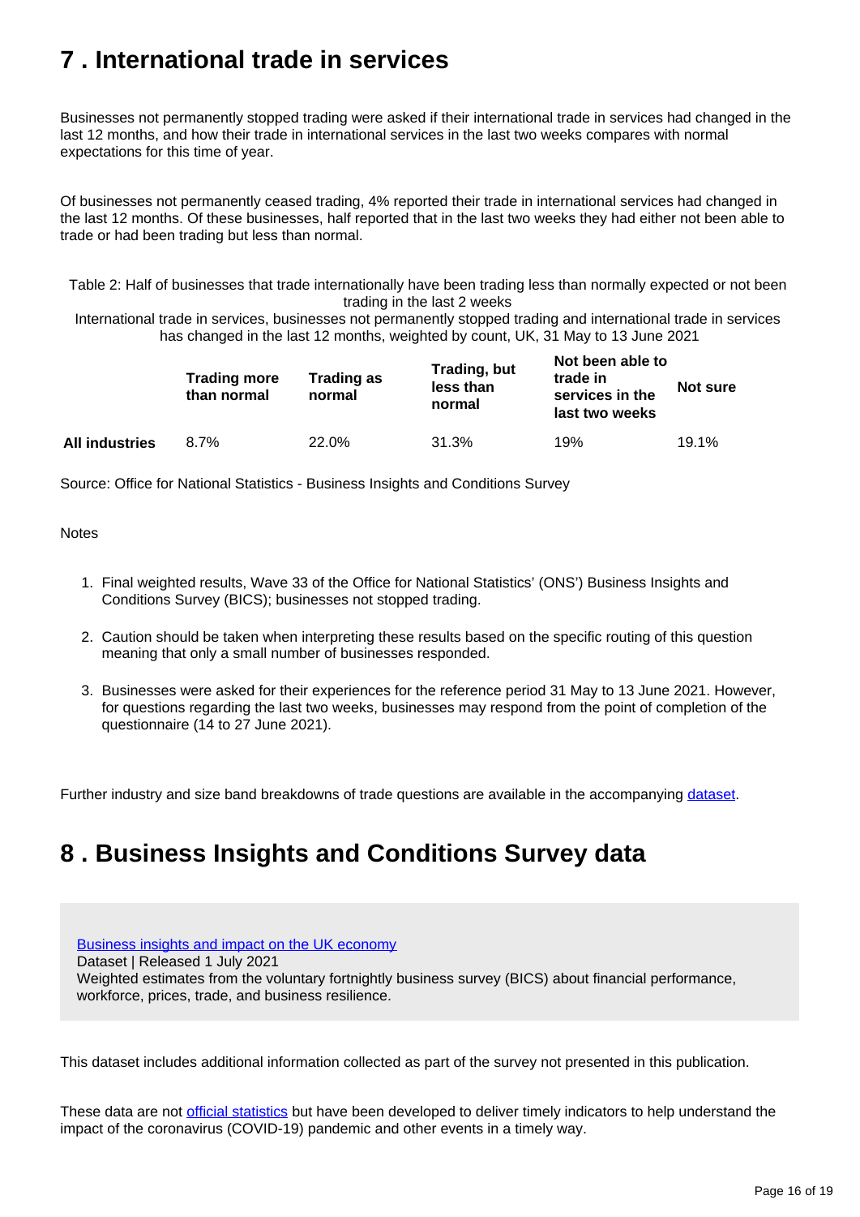## 7 . International trade in services

Businesses not permanently stopped trading were asked if their international trade in services had changed in the last 12 months, and how their trade in international services in the last two weeks compares with normal expectations for this time of year.

Of businesses not permanently ceased trading, 4% reported their trade in international services had changed in the last 12 months. Of these businesses, half reported that in the last two weeks they had either not been able to trade or had been trading but less than normal.

Table 2: Half of businesses that trade internationally have been trading less than normally expected or not been trading in the last 2 weeks

International trade in services, businesses not permanently stopped trading and international trade in services has changed in the last 12 months, weighted by count, UK, 31 May to 13 June 2021

| | Trading more than normal | Trading as normal | Trading, but less than normal | Not been able to trade in services in the last two weeks | Not sure |
|---|---|---|---|---|---|
| **All industries** | 8.7% | 22.0% | 31.3% | 19% | 19.1% |

Source: Office for National Statistics - Business Insights and Conditions Survey

Notes

1. Final weighted results, Wave 33 of the Office for National Statistics' (ONS') Business Insights and Conditions Survey (BICS); businesses not stopped trading.
2. Caution should be taken when interpreting these results based on the specific routing of this question meaning that only a small number of businesses responded.
3. Businesses were asked for their experiences for the reference period 31 May to 13 June 2021. However, for questions regarding the last two weeks, businesses may respond from the point of completion of the questionnaire (14 to 27 June 2021).

Further industry and size band breakdowns of trade questions are available in the accompanying dataset.

## 8 . Business Insights and Conditions Survey data

Business insights and impact on the UK economy
Dataset | Released 1 July 2021
Weighted estimates from the voluntary fortnightly business survey (BICS) about financial performance, workforce, prices, trade, and business resilience.

This dataset includes additional information collected as part of the survey not presented in this publication.

These data are not official statistics but have been developed to deliver timely indicators to help understand the impact of the coronavirus (COVID-19) pandemic and other events in a timely way.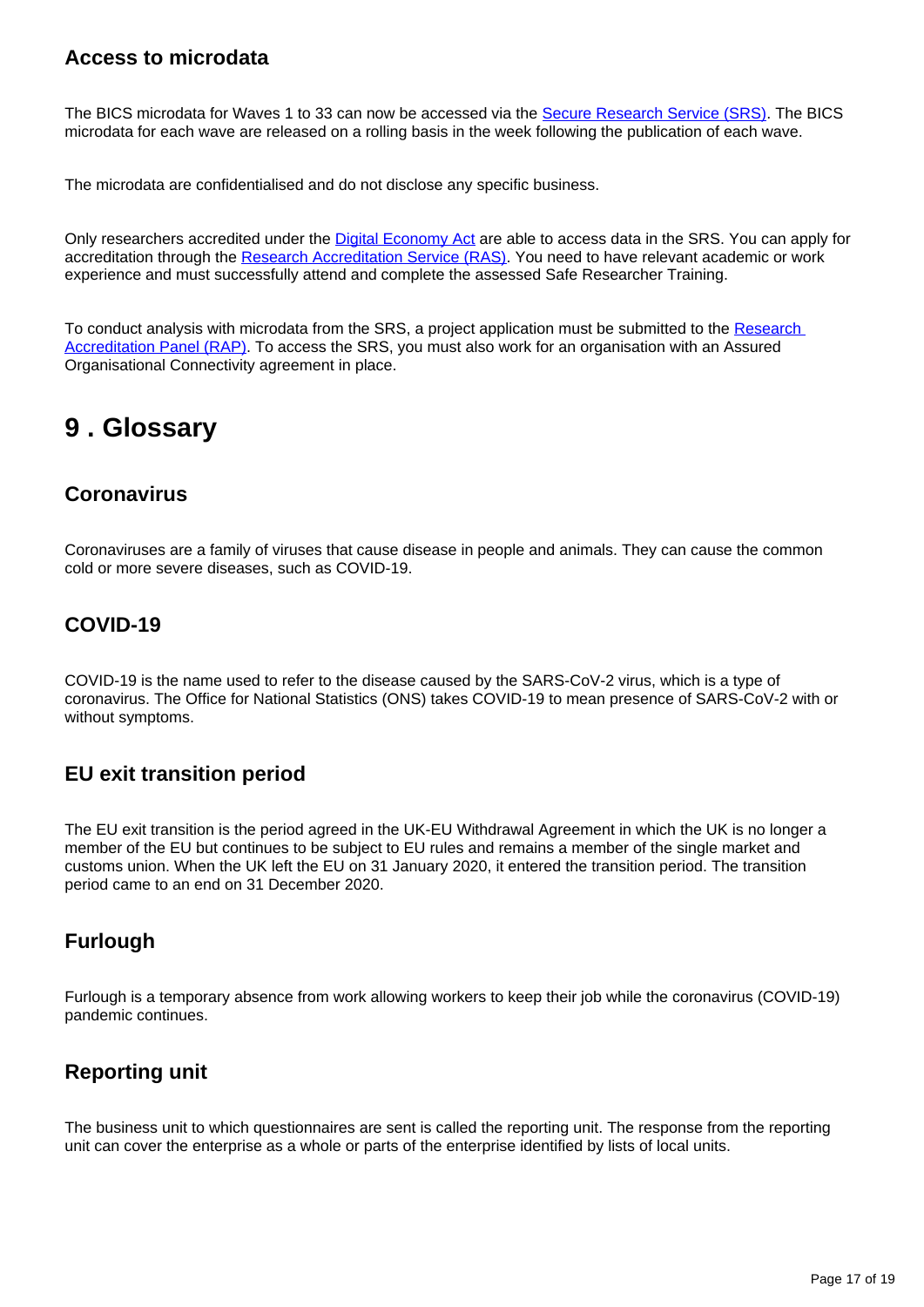### Access to microdata

The BICS microdata for Waves 1 to 33 can now be accessed via the [Secure Research Service (SRS)](). The BICS microdata for each wave are released on a rolling basis in the week following the publication of each wave.

The microdata are confidentialised and do not disclose any specific business.

Only researchers accredited under the [Digital Economy Act]() are able to access data in the SRS. You can apply for accreditation through the [Research Accreditation Service (RAS)](). You need to have relevant academic or work experience and must successfully attend and complete the assessed Safe Researcher Training.

To conduct analysis with microdata from the SRS, a project application must be submitted to the [Research Accreditation Panel (RAP)](). To access the SRS, you must also work for an organisation with an Assured Organisational Connectivity agreement in place.

## 9 . Glossary

### Coronavirus

Coronaviruses are a family of viruses that cause disease in people and animals. They can cause the common cold or more severe diseases, such as COVID-19.

### COVID-19

COVID-19 is the name used to refer to the disease caused by the SARS-CoV-2 virus, which is a type of coronavirus. The Office for National Statistics (ONS) takes COVID-19 to mean presence of SARS-CoV-2 with or without symptoms.

### EU exit transition period

The EU exit transition is the period agreed in the UK-EU Withdrawal Agreement in which the UK is no longer a member of the EU but continues to be subject to EU rules and remains a member of the single market and customs union. When the UK left the EU on 31 January 2020, it entered the transition period. The transition period came to an end on 31 December 2020.

### Furlough

Furlough is a temporary absence from work allowing workers to keep their job while the coronavirus (COVID-19) pandemic continues.

### Reporting unit

The business unit to which questionnaires are sent is called the reporting unit. The response from the reporting unit can cover the enterprise as a whole or parts of the enterprise identified by lists of local units.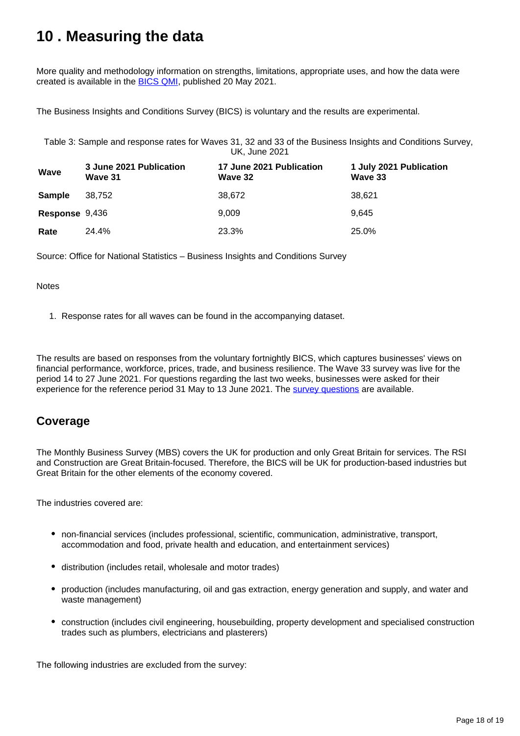## 10 . Measuring the data

More quality and methodology information on strengths, limitations, appropriate uses, and how the data were created is available in the [BICS QMI](), published 20 May 2021.

The Business Insights and Conditions Survey (BICS) is voluntary and the results are experimental.

Table 3: Sample and response rates for Waves 31, 32 and 33 of the Business Insights and Conditions Survey, UK, June 2021

| Wave | 3 June 2021 Publication Wave 31 | 17 June 2021 Publication Wave 32 | 1 July 2021 Publication Wave 33 |
|---|---|---|---|
| **Sample** | 38,752 | 38,672 | 38,621 |
| **Response** | 9,436 | 9,009 | 9,645 |
| **Rate** | 24.4% | 23.3% | 25.0% |

Source: Office for National Statistics – Business Insights and Conditions Survey

Notes

1. Response rates for all waves can be found in the accompanying dataset.

The results are based on responses from the voluntary fortnightly BICS, which captures businesses' views on financial performance, workforce, prices, trade, and business resilience. The Wave 33 survey was live for the period 14 to 27 June 2021. For questions regarding the last two weeks, businesses were asked for their experience for the reference period 31 May to 13 June 2021. The [survey questions]() are available.

### Coverage

The Monthly Business Survey (MBS) covers the UK for production and only Great Britain for services. The RSI and Construction are Great Britain-focused. Therefore, the BICS will be UK for production-based industries but Great Britain for the other elements of the economy covered.

The industries covered are:

- non-financial services (includes professional, scientific, communication, administrative, transport, accommodation and food, private health and education, and entertainment services)
- distribution (includes retail, wholesale and motor trades)
- production (includes manufacturing, oil and gas extraction, energy generation and supply, and water and waste management)
- construction (includes civil engineering, housebuilding, property development and specialised construction trades such as plumbers, electricians and plasterers)

The following industries are excluded from the survey: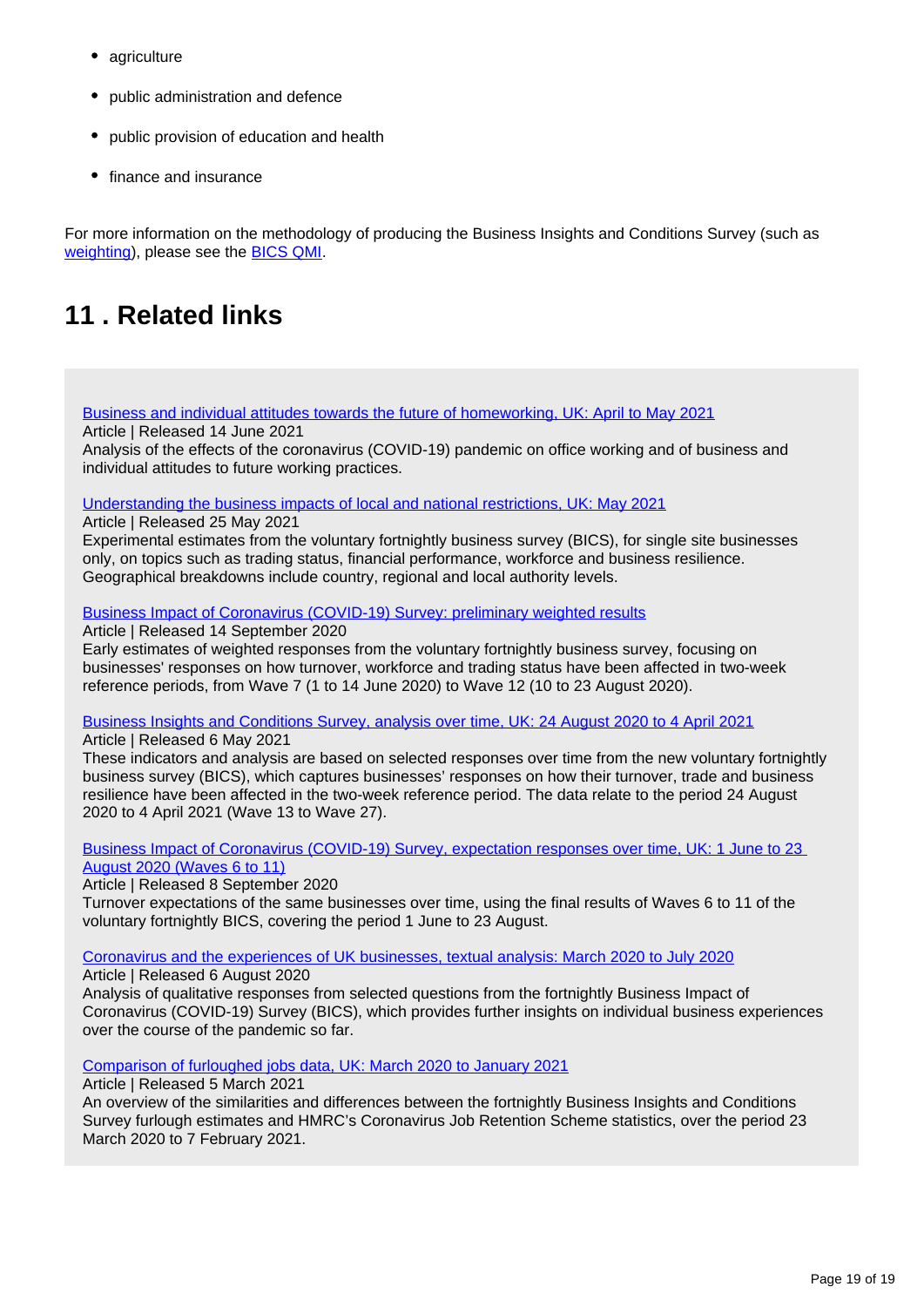- agriculture
- public administration and defence
- public provision of education and health
- finance and insurance

For more information on the methodology of producing the Business Insights and Conditions Survey (such as weighting), please see the BICS QMI.

## 11 . Related links

Business and individual attitudes towards the future of homeworking, UK: April to May 2021
Article | Released 14 June 2021
Analysis of the effects of the coronavirus (COVID-19) pandemic on office working and of business and individual attitudes to future working practices.

Understanding the business impacts of local and national restrictions, UK: May 2021
Article | Released 25 May 2021
Experimental estimates from the voluntary fortnightly business survey (BICS), for single site businesses only, on topics such as trading status, financial performance, workforce and business resilience. Geographical breakdowns include country, regional and local authority levels.

Business Impact of Coronavirus (COVID-19) Survey: preliminary weighted results
Article | Released 14 September 2020
Early estimates of weighted responses from the voluntary fortnightly business survey, focusing on businesses' responses on how turnover, workforce and trading status have been affected in two-week reference periods, from Wave 7 (1 to 14 June 2020) to Wave 12 (10 to 23 August 2020).

Business Insights and Conditions Survey, analysis over time, UK: 24 August 2020 to 4 April 2021
Article | Released 6 May 2021
These indicators and analysis are based on selected responses over time from the new voluntary fortnightly business survey (BICS), which captures businesses' responses on how their turnover, trade and business resilience have been affected in the two-week reference period. The data relate to the period 24 August 2020 to 4 April 2021 (Wave 13 to Wave 27).

Business Impact of Coronavirus (COVID-19) Survey, expectation responses over time, UK: 1 June to 23 August 2020 (Waves 6 to 11)
Article | Released 8 September 2020
Turnover expectations of the same businesses over time, using the final results of Waves 6 to 11 of the voluntary fortnightly BICS, covering the period 1 June to 23 August.

Coronavirus and the experiences of UK businesses, textual analysis: March 2020 to July 2020
Article | Released 6 August 2020
Analysis of qualitative responses from selected questions from the fortnightly Business Impact of Coronavirus (COVID-19) Survey (BICS), which provides further insights on individual business experiences over the course of the pandemic so far.

Comparison of furloughed jobs data, UK: March 2020 to January 2021
Article | Released 5 March 2021
An overview of the similarities and differences between the fortnightly Business Insights and Conditions Survey furlough estimates and HMRC's Coronavirus Job Retention Scheme statistics, over the period 23 March 2020 to 7 February 2021.